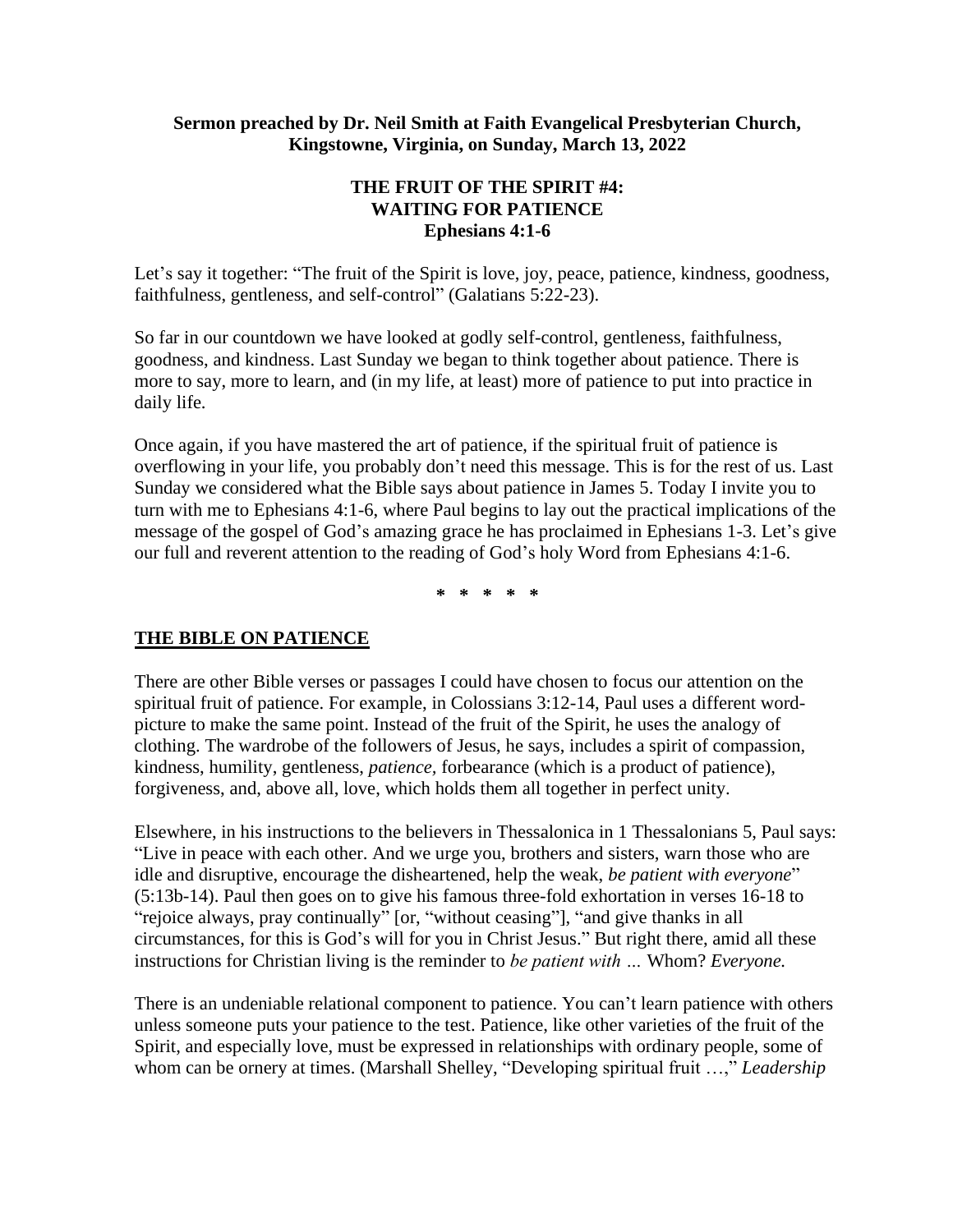**Sermon preached by Dr. Neil Smith at Faith Evangelical Presbyterian Church, Kingstowne, Virginia, on Sunday, March 13, 2022**

# THE FRUIT OF THE SPIRIT #4: WAITING FOR PATIENCE
## Ephesians 4:1-6

Let's say it together: "The fruit of the Spirit is love, joy, peace, patience, kindness, goodness, faithfulness, gentleness, and self-control" (Galatians 5:22-23).

So far in our countdown we have looked at godly self-control, gentleness, faithfulness, goodness, and kindness. Last Sunday we began to think together about patience. There is more to say, more to learn, and (in my life, at least) more of patience to put into practice in daily life.

Once again, if you have mastered the art of patience, if the spiritual fruit of patience is overflowing in your life, you probably don't need this message. This is for the rest of us. Last Sunday we considered what the Bible says about patience in James 5. Today I invite you to turn with me to Ephesians 4:1-6, where Paul begins to lay out the practical implications of the message of the gospel of God's amazing grace he has proclaimed in Ephesians 1-3. Let's give our full and reverent attention to the reading of God's holy Word from Ephesians 4:1-6.

\* \* \* \* \*

### THE BIBLE ON PATIENCE

There are other Bible verses or passages I could have chosen to focus our attention on the spiritual fruit of patience. For example, in Colossians 3:12-14, Paul uses a different word-picture to make the same point. Instead of the fruit of the Spirit, he uses the analogy of clothing. The wardrobe of the followers of Jesus, he says, includes a spirit of compassion, kindness, humility, gentleness, *patience,* forbearance (which is a product of patience), forgiveness, and, above all, love, which holds them all together in perfect unity.

Elsewhere, in his instructions to the believers in Thessalonica in 1 Thessalonians 5, Paul says: "Live in peace with each other. And we urge you, brothers and sisters, warn those who are idle and disruptive, encourage the disheartened, help the weak, *be patient with everyone*" (5:13b-14). Paul then goes on to give his famous three-fold exhortation in verses 16-18 to "rejoice always, pray continually" [or, "without ceasing"], "and give thanks in all circumstances, for this is God's will for you in Christ Jesus." But right there, amid all these instructions for Christian living is the reminder to *be patient with …* Whom? *Everyone.*

There is an undeniable relational component to patience. You can't learn patience with others unless someone puts your patience to the test. Patience, like other varieties of the fruit of the Spirit, and especially love, must be expressed in relationships with ordinary people, some of whom can be ornery at times. (Marshall Shelley, "Developing spiritual fruit …," *Leadership*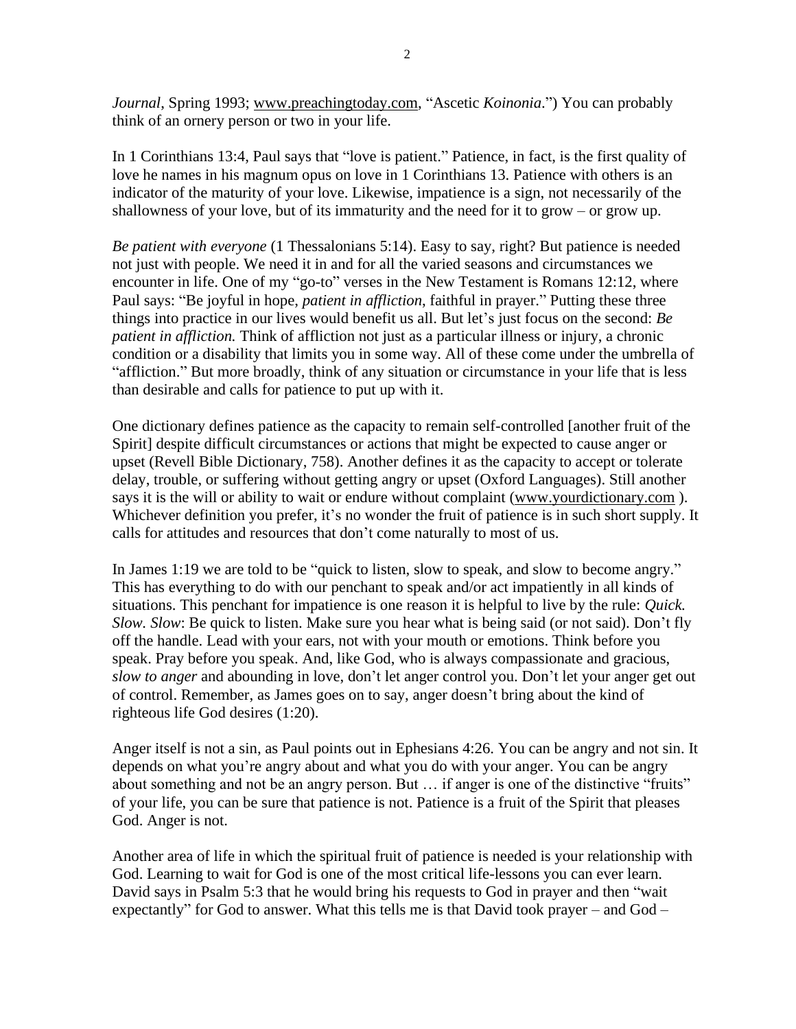*Journal*, Spring 1993; www.preachingtoday.com, "Ascetic *Koinonia*.") You can probably think of an ornery person or two in your life.

In 1 Corinthians 13:4, Paul says that "love is patient." Patience, in fact, is the first quality of love he names in his magnum opus on love in 1 Corinthians 13. Patience with others is an indicator of the maturity of your love. Likewise, impatience is a sign, not necessarily of the shallowness of your love, but of its immaturity and the need for it to grow – or grow up.

*Be patient with everyone* (1 Thessalonians 5:14). Easy to say, right? But patience is needed not just with people. We need it in and for all the varied seasons and circumstances we encounter in life. One of my "go-to" verses in the New Testament is Romans 12:12, where Paul says: "Be joyful in hope, *patient in affliction*, faithful in prayer." Putting these three things into practice in our lives would benefit us all. But let's just focus on the second: *Be patient in affliction.* Think of affliction not just as a particular illness or injury, a chronic condition or a disability that limits you in some way. All of these come under the umbrella of "affliction." But more broadly, think of any situation or circumstance in your life that is less than desirable and calls for patience to put up with it.

One dictionary defines patience as the capacity to remain self-controlled [another fruit of the Spirit] despite difficult circumstances or actions that might be expected to cause anger or upset (Revell Bible Dictionary, 758). Another defines it as the capacity to accept or tolerate delay, trouble, or suffering without getting angry or upset (Oxford Languages). Still another says it is the will or ability to wait or endure without complaint (www.yourdictionary.com ). Whichever definition you prefer, it's no wonder the fruit of patience is in such short supply. It calls for attitudes and resources that don't come naturally to most of us.

In James 1:19 we are told to be "quick to listen, slow to speak, and slow to become angry." This has everything to do with our penchant to speak and/or act impatiently in all kinds of situations. This penchant for impatience is one reason it is helpful to live by the rule: *Quick. Slow. Slow*: Be quick to listen. Make sure you hear what is being said (or not said). Don't fly off the handle. Lead with your ears, not with your mouth or emotions. Think before you speak. Pray before you speak. And, like God, who is always compassionate and gracious, *slow to anger* and abounding in love, don't let anger control you. Don't let your anger get out of control. Remember, as James goes on to say, anger doesn't bring about the kind of righteous life God desires (1:20).

Anger itself is not a sin, as Paul points out in Ephesians 4:26. You can be angry and not sin. It depends on what you're angry about and what you do with your anger. You can be angry about something and not be an angry person. But … if anger is one of the distinctive "fruits" of your life, you can be sure that patience is not. Patience is a fruit of the Spirit that pleases God. Anger is not.

Another area of life in which the spiritual fruit of patience is needed is your relationship with God. Learning to wait for God is one of the most critical life-lessons you can ever learn. David says in Psalm 5:3 that he would bring his requests to God in prayer and then "wait expectantly" for God to answer. What this tells me is that David took prayer – and God –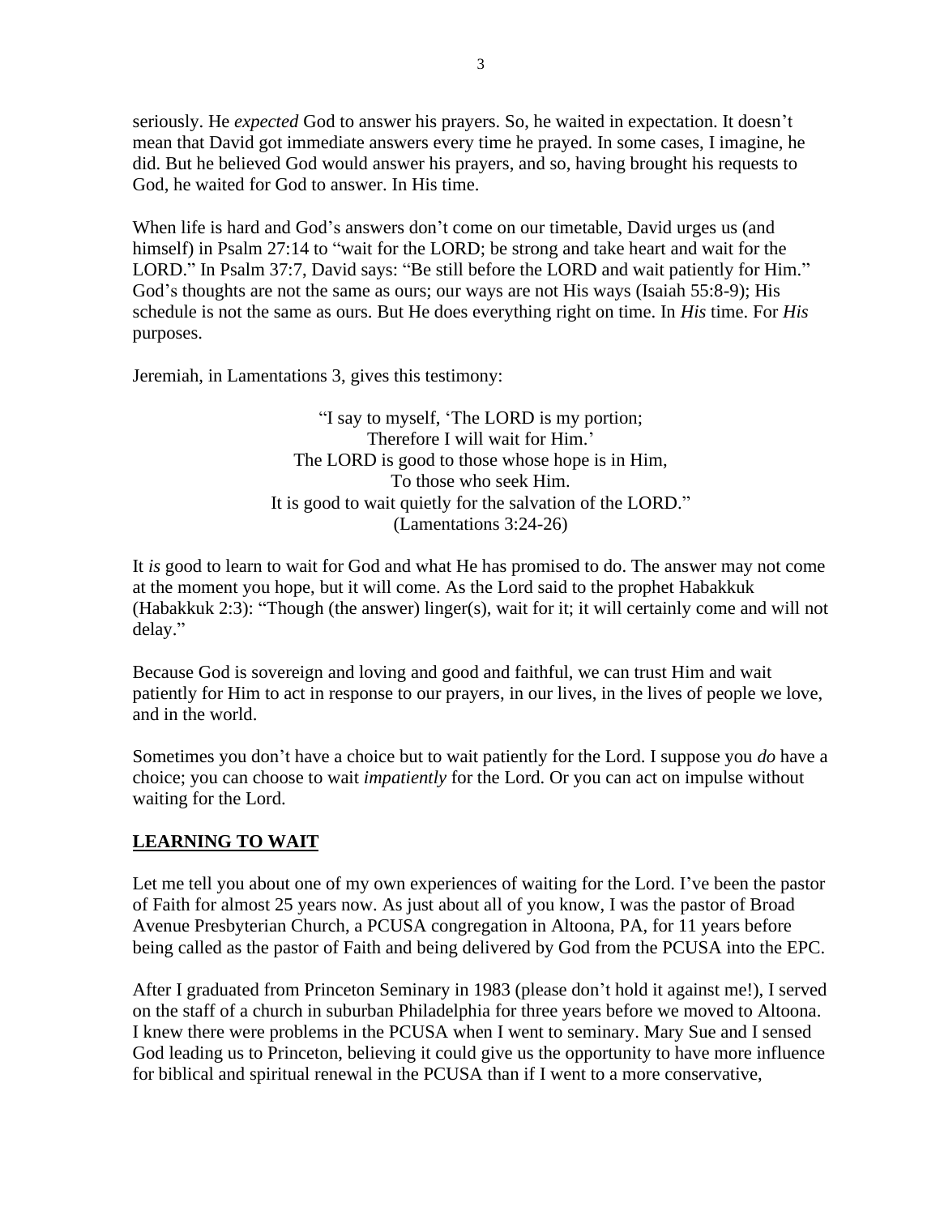seriously. He *expected* God to answer his prayers. So, he waited in expectation. It doesn't mean that David got immediate answers every time he prayed. In some cases, I imagine, he did. But he believed God would answer his prayers, and so, having brought his requests to God, he waited for God to answer. In His time.

When life is hard and God's answers don't come on our timetable, David urges us (and himself) in Psalm 27:14 to "wait for the LORD; be strong and take heart and wait for the LORD." In Psalm 37:7, David says: "Be still before the LORD and wait patiently for Him." God's thoughts are not the same as ours; our ways are not His ways (Isaiah 55:8-9); His schedule is not the same as ours. But He does everything right on time. In *His* time. For *His* purposes.

Jeremiah, in Lamentations 3, gives this testimony:

> "I say to myself, 'The LORD is my portion;
> Therefore I will wait for Him.'
> The LORD is good to those whose hope is in Him,
> To those who seek Him.
> It is good to wait quietly for the salvation of the LORD."
> (Lamentations 3:24-26)

It *is* good to learn to wait for God and what He has promised to do. The answer may not come at the moment you hope, but it will come. As the Lord said to the prophet Habakkuk (Habakkuk 2:3): "Though (the answer) linger(s), wait for it; it will certainly come and will not delay."

Because God is sovereign and loving and good and faithful, we can trust Him and wait patiently for Him to act in response to our prayers, in our lives, in the lives of people we love, and in the world.

Sometimes you don't have a choice but to wait patiently for the Lord. I suppose you *do* have a choice; you can choose to wait *impatiently* for the Lord. Or you can act on impulse without waiting for the Lord.

## **LEARNING TO WAIT**

Let me tell you about one of my own experiences of waiting for the Lord. I've been the pastor of Faith for almost 25 years now. As just about all of you know, I was the pastor of Broad Avenue Presbyterian Church, a PCUSA congregation in Altoona, PA, for 11 years before being called as the pastor of Faith and being delivered by God from the PCUSA into the EPC.

After I graduated from Princeton Seminary in 1983 (please don't hold it against me!), I served on the staff of a church in suburban Philadelphia for three years before we moved to Altoona. I knew there were problems in the PCUSA when I went to seminary. Mary Sue and I sensed God leading us to Princeton, believing it could give us the opportunity to have more influence for biblical and spiritual renewal in the PCUSA than if I went to a more conservative,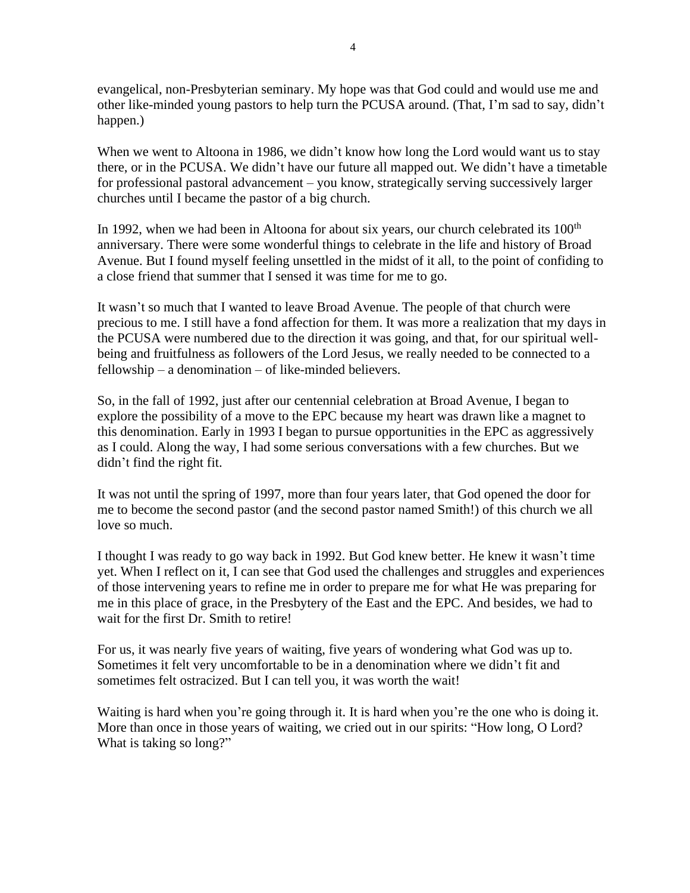evangelical, non-Presbyterian seminary. My hope was that God could and would use me and other like-minded young pastors to help turn the PCUSA around. (That, I'm sad to say, didn't happen.)

When we went to Altoona in 1986, we didn't know how long the Lord would want us to stay there, or in the PCUSA. We didn't have our future all mapped out. We didn't have a timetable for professional pastoral advancement – you know, strategically serving successively larger churches until I became the pastor of a big church.

In 1992, when we had been in Altoona for about six years, our church celebrated its 100th anniversary. There were some wonderful things to celebrate in the life and history of Broad Avenue. But I found myself feeling unsettled in the midst of it all, to the point of confiding to a close friend that summer that I sensed it was time for me to go.

It wasn't so much that I wanted to leave Broad Avenue. The people of that church were precious to me. I still have a fond affection for them. It was more a realization that my days in the PCUSA were numbered due to the direction it was going, and that, for our spiritual well-being and fruitfulness as followers of the Lord Jesus, we really needed to be connected to a fellowship – a denomination – of like-minded believers.

So, in the fall of 1992, just after our centennial celebration at Broad Avenue, I began to explore the possibility of a move to the EPC because my heart was drawn like a magnet to this denomination. Early in 1993 I began to pursue opportunities in the EPC as aggressively as I could. Along the way, I had some serious conversations with a few churches. But we didn't find the right fit.

It was not until the spring of 1997, more than four years later, that God opened the door for me to become the second pastor (and the second pastor named Smith!) of this church we all love so much.

I thought I was ready to go way back in 1992. But God knew better. He knew it wasn't time yet. When I reflect on it, I can see that God used the challenges and struggles and experiences of those intervening years to refine me in order to prepare me for what He was preparing for me in this place of grace, in the Presbytery of the East and the EPC. And besides, we had to wait for the first Dr. Smith to retire!

For us, it was nearly five years of waiting, five years of wondering what God was up to. Sometimes it felt very uncomfortable to be in a denomination where we didn't fit and sometimes felt ostracized. But I can tell you, it was worth the wait!

Waiting is hard when you're going through it. It is hard when you're the one who is doing it. More than once in those years of waiting, we cried out in our spirits: "How long, O Lord? What is taking so long?"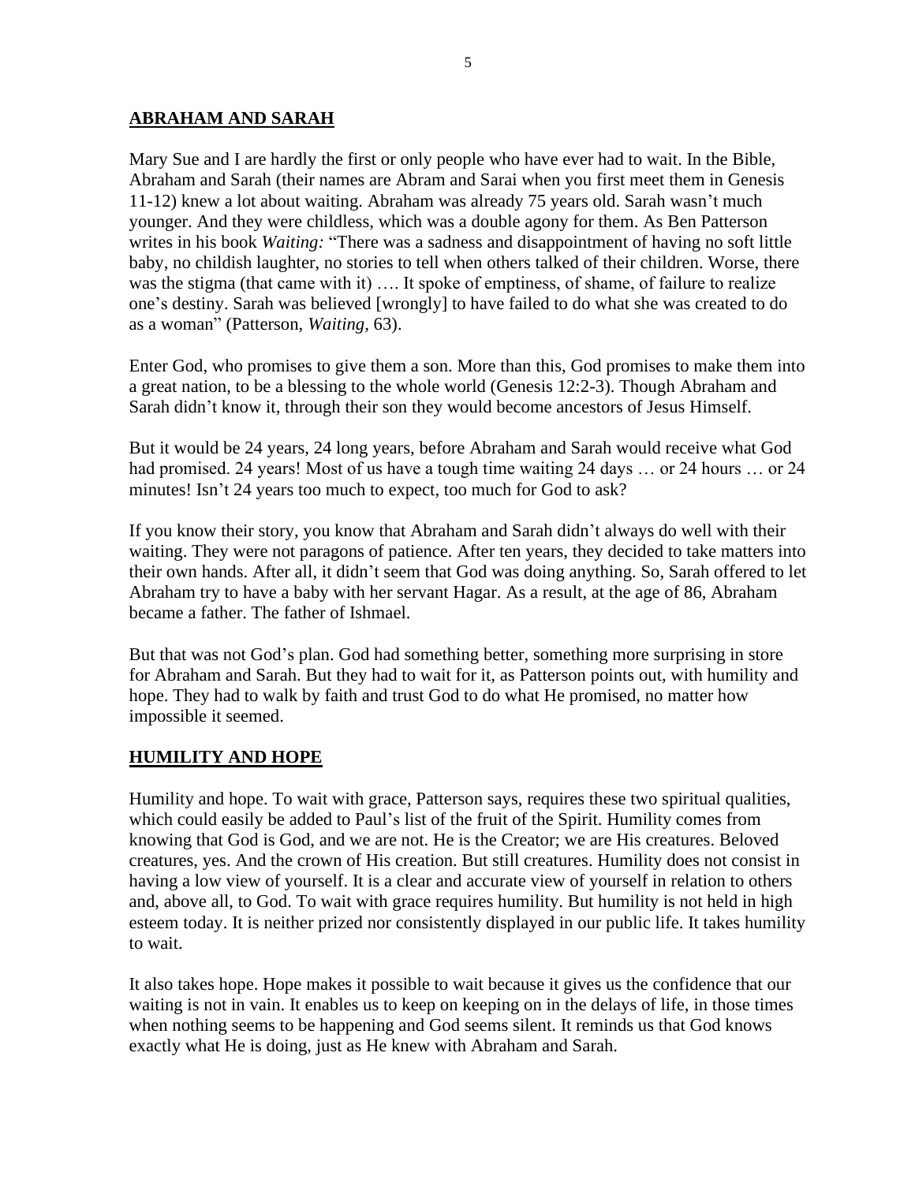## **ABRAHAM AND SARAH**

Mary Sue and I are hardly the first or only people who have ever had to wait. In the Bible, Abraham and Sarah (their names are Abram and Sarai when you first meet them in Genesis 11-12) knew a lot about waiting. Abraham was already 75 years old. Sarah wasn't much younger. And they were childless, which was a double agony for them. As Ben Patterson writes in his book *Waiting:* "There was a sadness and disappointment of having no soft little baby, no childish laughter, no stories to tell when others talked of their children. Worse, there was the stigma (that came with it) …. It spoke of emptiness, of shame, of failure to realize one's destiny. Sarah was believed [wrongly] to have failed to do what she was created to do as a woman" (Patterson, *Waiting*, 63).

Enter God, who promises to give them a son. More than this, God promises to make them into a great nation, to be a blessing to the whole world (Genesis 12:2-3). Though Abraham and Sarah didn't know it, through their son they would become ancestors of Jesus Himself.

But it would be 24 years, 24 long years, before Abraham and Sarah would receive what God had promised. 24 years! Most of us have a tough time waiting 24 days … or 24 hours … or 24 minutes! Isn't 24 years too much to expect, too much for God to ask?

If you know their story, you know that Abraham and Sarah didn't always do well with their waiting. They were not paragons of patience. After ten years, they decided to take matters into their own hands. After all, it didn't seem that God was doing anything. So, Sarah offered to let Abraham try to have a baby with her servant Hagar. As a result, at the age of 86, Abraham became a father. The father of Ishmael.

But that was not God's plan. God had something better, something more surprising in store for Abraham and Sarah. But they had to wait for it, as Patterson points out, with humility and hope. They had to walk by faith and trust God to do what He promised, no matter how impossible it seemed.

## **HUMILITY AND HOPE**

Humility and hope. To wait with grace, Patterson says, requires these two spiritual qualities, which could easily be added to Paul's list of the fruit of the Spirit. Humility comes from knowing that God is God, and we are not. He is the Creator; we are His creatures. Beloved creatures, yes. And the crown of His creation. But still creatures. Humility does not consist in having a low view of yourself. It is a clear and accurate view of yourself in relation to others and, above all, to God. To wait with grace requires humility. But humility is not held in high esteem today. It is neither prized nor consistently displayed in our public life. It takes humility to wait.

It also takes hope. Hope makes it possible to wait because it gives us the confidence that our waiting is not in vain. It enables us to keep on keeping on in the delays of life, in those times when nothing seems to be happening and God seems silent. It reminds us that God knows exactly what He is doing, just as He knew with Abraham and Sarah.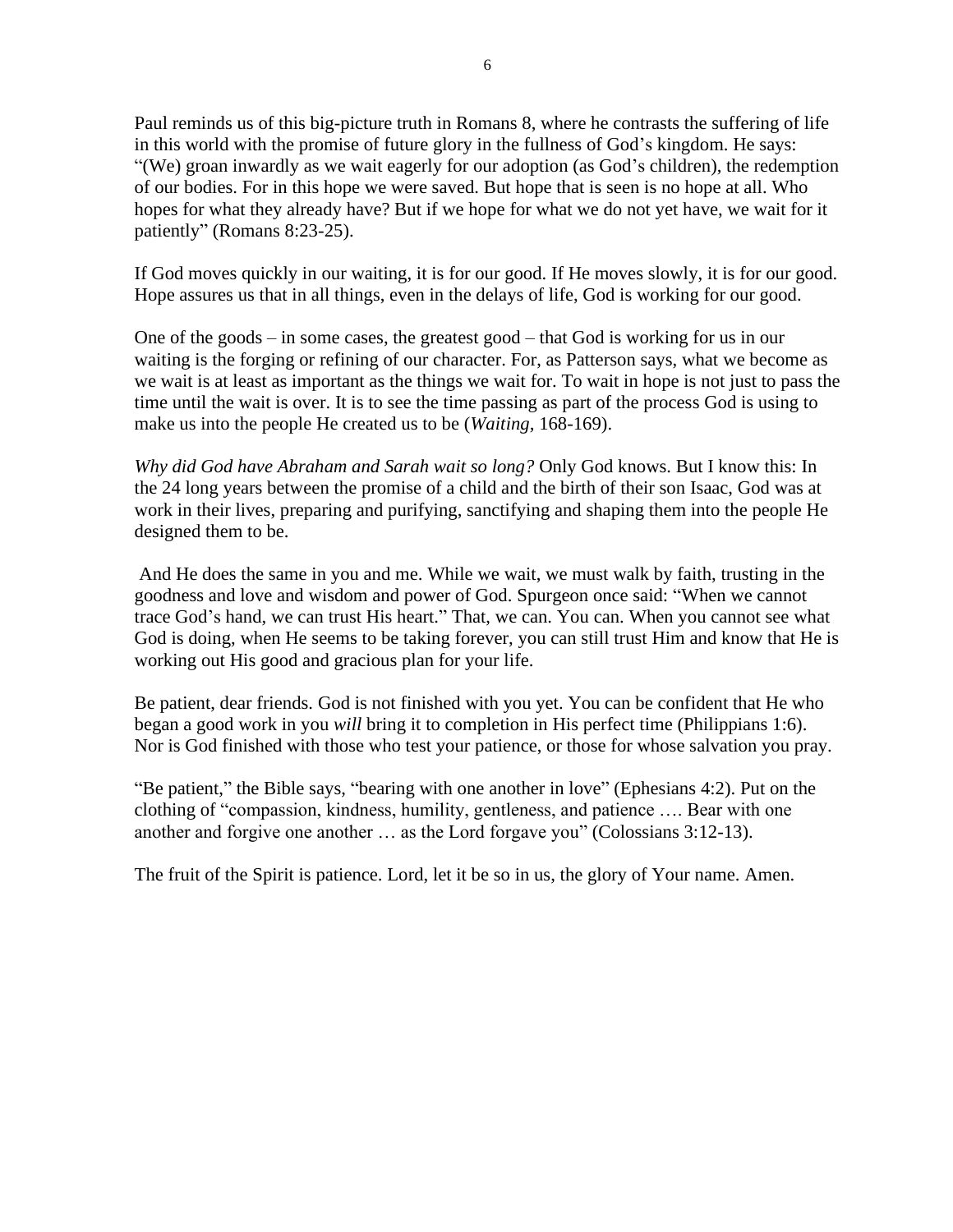Paul reminds us of this big-picture truth in Romans 8, where he contrasts the suffering of life in this world with the promise of future glory in the fullness of God's kingdom. He says: "(We) groan inwardly as we wait eagerly for our adoption (as God's children), the redemption of our bodies. For in this hope we were saved. But hope that is seen is no hope at all. Who hopes for what they already have? But if we hope for what we do not yet have, we wait for it patiently" (Romans 8:23-25).

If God moves quickly in our waiting, it is for our good. If He moves slowly, it is for our good. Hope assures us that in all things, even in the delays of life, God is working for our good.

One of the goods – in some cases, the greatest good – that God is working for us in our waiting is the forging or refining of our character. For, as Patterson says, what we become as we wait is at least as important as the things we wait for. To wait in hope is not just to pass the time until the wait is over. It is to see the time passing as part of the process God is using to make us into the people He created us to be (*Waiting*, 168-169).

*Why did God have Abraham and Sarah wait so long?* Only God knows. But I know this: In the 24 long years between the promise of a child and the birth of their son Isaac, God was at work in their lives, preparing and purifying, sanctifying and shaping them into the people He designed them to be.

And He does the same in you and me. While we wait, we must walk by faith, trusting in the goodness and love and wisdom and power of God. Spurgeon once said: "When we cannot trace God's hand, we can trust His heart." That, we can. You can. When you cannot see what God is doing, when He seems to be taking forever, you can still trust Him and know that He is working out His good and gracious plan for your life.

Be patient, dear friends. God is not finished with you yet. You can be confident that He who began a good work in you *will* bring it to completion in His perfect time (Philippians 1:6). Nor is God finished with those who test your patience, or those for whose salvation you pray.

"Be patient," the Bible says, "bearing with one another in love" (Ephesians 4:2). Put on the clothing of "compassion, kindness, humility, gentleness, and patience …. Bear with one another and forgive one another … as the Lord forgave you" (Colossians 3:12-13).

The fruit of the Spirit is patience. Lord, let it be so in us, the glory of Your name. Amen.